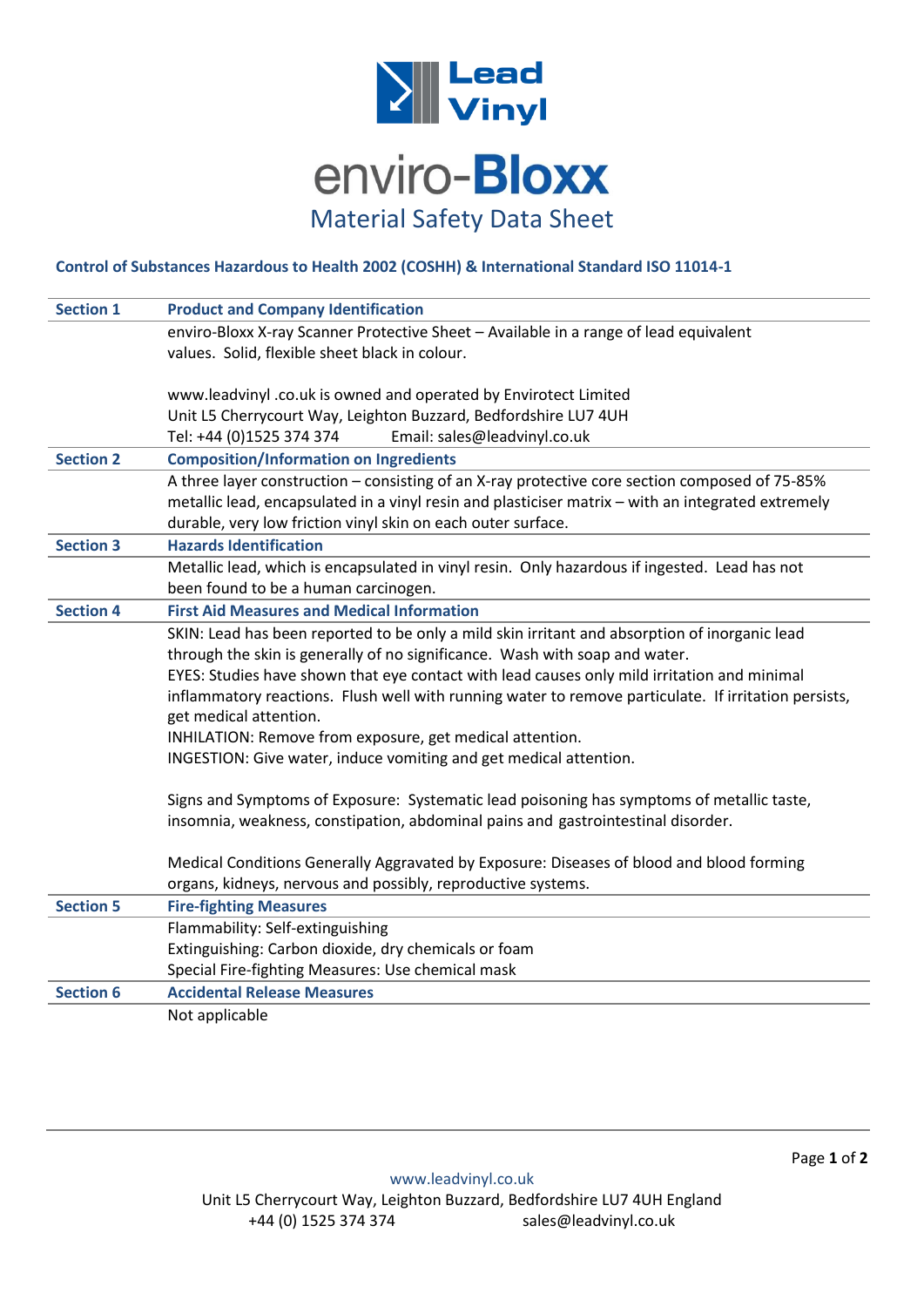# Lead Vinyl

# enviro-Bloxx

## Material Safety Data Sheet

**Control of Substances Hazardous to Health 2002 (COSHH) & International Standard ISO 11014-1**

| Section | |
|---|---|
| **Section 1** | **Product and Company Identification** |
| | enviro-Bloxx X-ray Scanner Protective Sheet – Available in a range of lead equivalent values. Solid, flexible sheet black in colour.<br><br>www.leadvinyl .co.uk is owned and operated by Envirotect Limited<br>Unit L5 Cherrycourt Way, Leighton Buzzard, Bedfordshire LU7 4UH<br>Tel: +44 (0)1525 374 374 Email: sales@leadvinyl.co.uk |
| **Section 2** | **Composition/Information on Ingredients** |
| | A three layer construction – consisting of an X-ray protective core section composed of 75-85% metallic lead, encapsulated in a vinyl resin and plasticiser matrix – with an integrated extremely durable, very low friction vinyl skin on each outer surface. |
| **Section 3** | **Hazards Identification** |
| | Metallic lead, which is encapsulated in vinyl resin. Only hazardous if ingested. Lead has not been found to be a human carcinogen. |
| **Section 4** | **First Aid Measures and Medical Information** |
| | SKIN: Lead has been reported to be only a mild skin irritant and absorption of inorganic lead through the skin is generally of no significance. Wash with soap and water.<br>EYES: Studies have shown that eye contact with lead causes only mild irritation and minimal inflammatory reactions. Flush well with running water to remove particulate. If irritation persists, get medical attention.<br>INHALATION: Remove from exposure, get medical attention.<br>INGESTION: Give water, induce vomiting and get medical attention.<br><br>Signs and Symptoms of Exposure: Systematic lead poisoning has symptoms of metallic taste, insomnia, weakness, constipation, abdominal pains and gastrointestinal disorder.<br><br>Medical Conditions Generally Aggravated by Exposure: Diseases of blood and blood forming organs, kidneys, nervous and possibly, reproductive systems. |
| **Section 5** | **Fire-fighting Measures** |
| | Flammability: Self-extinguishing<br>Extinguishing: Carbon dioxide, dry chemicals or foam<br>Special Fire-fighting Measures: Use chemical mask |
| **Section 6** | **Accidental Release Measures** |
| | Not applicable |

www.leadvinyl.co.uk
Unit L5 Cherrycourt Way, Leighton Buzzard, Bedfordshire LU7 4UH England
+44 (0) 1525 374 374 sales@leadvinyl.co.uk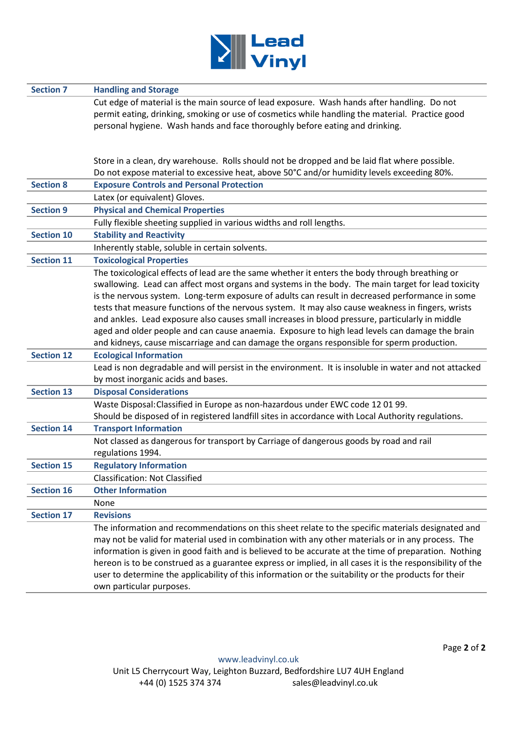## Section 7 Handling and Storage

Cut edge of material is the main source of lead exposure. Wash hands after handling. Do not permit eating, drinking, smoking or use of cosmetics while handling the material. Practice good personal hygiene. Wash hands and face thoroughly before eating and drinking.

Store in a clean, dry warehouse. Rolls should not be dropped and be laid flat where possible. Do not expose material to excessive heat, above 50°C and/or humidity levels exceeding 80%.

## Section 8 Exposure Controls and Personal Protection

Latex (or equivalent) Gloves.

## Section 9 Physical and Chemical Properties

Fully flexible sheeting supplied in various widths and roll lengths.

## Section 10 Stability and Reactivity

Inherently stable, soluble in certain solvents.

## Section 11 Toxicological Properties

The toxicological effects of lead are the same whether it enters the body through breathing or swallowing. Lead can affect most organs and systems in the body. The main target for lead toxicity is the nervous system. Long-term exposure of adults can result in decreased performance in some tests that measure functions of the nervous system. It may also cause weakness in fingers, wrists and ankles. Lead exposure also causes small increases in blood pressure, particularly in middle aged and older people and can cause anaemia. Exposure to high lead levels can damage the brain and kidneys, cause miscarriage and can damage the organs responsible for sperm production.

## Section 12 Ecological Information

Lead is non degradable and will persist in the environment. It is insoluble in water and not attacked by most inorganic acids and bases.

## Section 13 Disposal Considerations

Waste Disposal:Classified in Europe as non-hazardous under EWC code 12 01 99.
Should be disposed of in registered landfill sites in accordance with Local Authority regulations.

## Section 14 Transport Information

Not classed as dangerous for transport by Carriage of dangerous goods by road and rail regulations 1994.

## Section 15 Regulatory Information

Classification: Not Classified

## Section 16 Other Information

None

## Section 17 Revisions

The information and recommendations on this sheet relate to the specific materials designated and may not be valid for material used in combination with any other materials or in any process. The information is given in good faith and is believed to be accurate at the time of preparation. Nothing hereon is to be construed as a guarantee express or implied, in all cases it is the responsibility of the user to determine the applicability of this information or the suitability or the products for their own particular purposes.